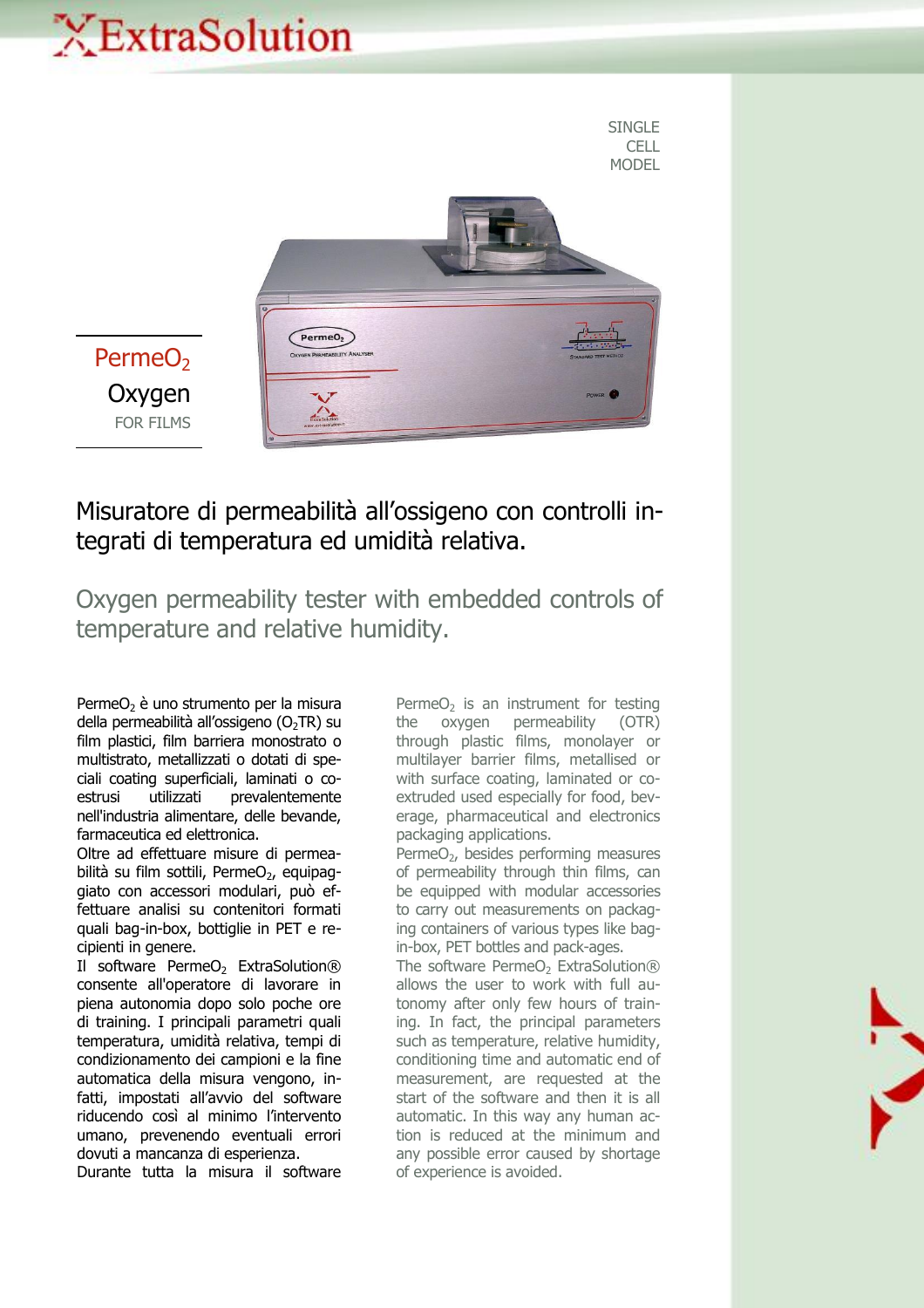# ExtraSolution

SINGLE CELL MODEL

## $PermeO_2$ Oxygen

FOR FILMS

## Misuratore di permeabilità all'ossigeno con controlli integrati di temperatura ed umidità relativa.

## Oxygen permeability tester with embedded controls of temperature and relative humidity.

$PermeO_2$ è uno strumento per la misura della permeabilità all'ossigeno ($O_2TR$) su film plastici, film barriera monostrato o multistrato, metallizzati o dotati di speciali coating superficiali, laminati o coestrusi utilizzati prevalentemente nell'industria alimentare, delle bevande, farmaceutica ed elettronica.

Oltre ad effettuare misure di permeabilità su film sottili, $PermeO_2$, equipaggiato con accessori modulari, può effettuare analisi su contenitori formati quali bag-in-box, bottiglie in PET e recipienti in genere.

Il software $PermeO_2$ ExtraSolution® consente all'operatore di lavorare in piena autonomia dopo solo poche ore di training. I principali parametri quali temperatura, umidità relativa, tempi di condizionamento dei campioni e la fine automatica della misura vengono, infatti, impostati all'avvio del software riducendo così al minimo l'intervento umano, prevenendo eventuali errori dovuti a mancanza di esperienza.

Durante tutta la misura il software

$PermeO_2$ is an instrument for testing the oxygen permeability (OTR) through plastic films, monolayer or multilayer barrier films, metallised or with surface coating, laminated or co-extruded used especially for food, beverage, pharmaceutical and electronics packaging applications.

$PermeO_2$, besides performing measures of permeability through thin films, can be equipped with modular accessories to carry out measurements on packaging containers of various types like bag-in-box, PET bottles and pack-ages.

The software $PermeO_2$ ExtraSolution® allows the user to work with full autonomy after only few hours of training. In fact, the principal parameters such as temperature, relative humidity, conditioning time and automatic end of measurement, are requested at the start of the software and then it is all automatic. In this way any human action is reduced at the minimum and any possible error caused by shortage of experience is avoided.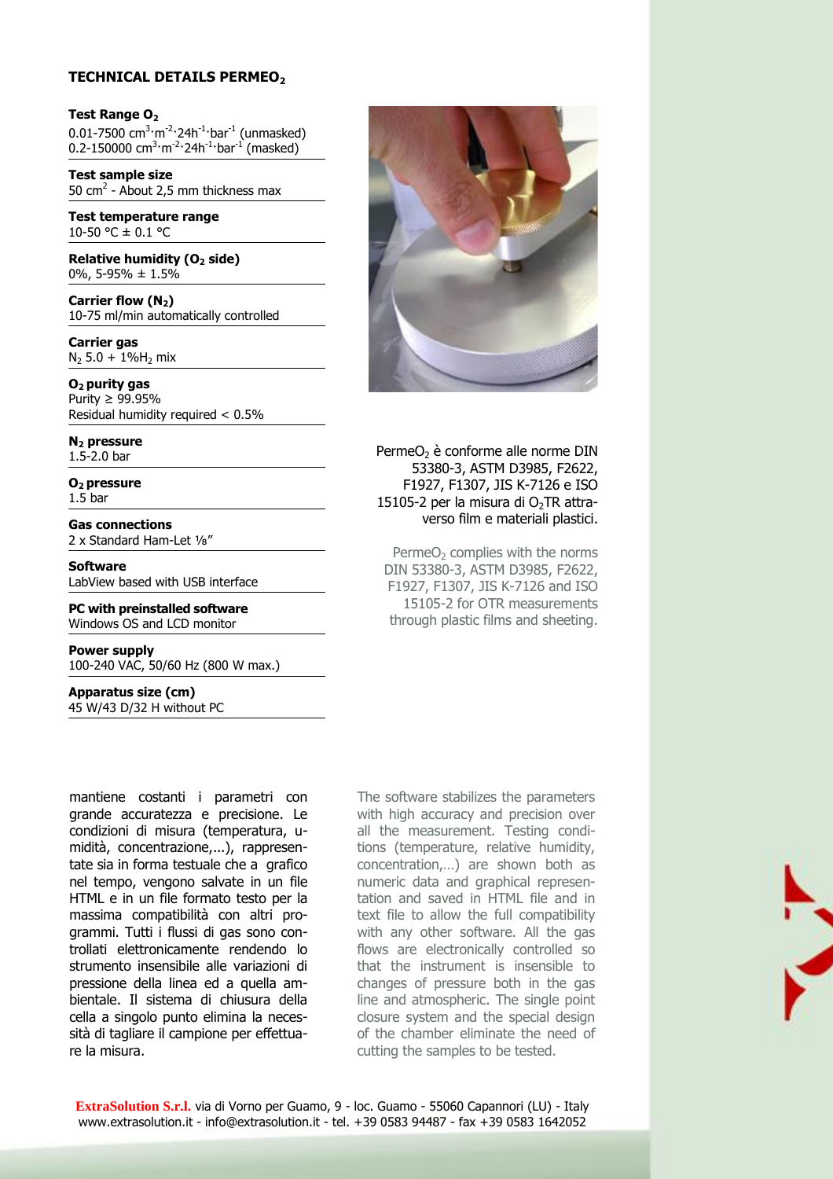## TECHNICAL DETAILS PERMEO$_2$

**Test Range O$_2$**
0.01-7500 $cm^3 \cdot m^{-2} \cdot 24h^{-1} \cdot bar^{-1}$ (unmasked)
0.2-150000 $cm^3 \cdot m^{-2} \cdot 24h^{-1} \cdot bar^{-1}$ (masked)

**Test sample size**
50 $cm^2$ - About 2,5 mm thickness max

**Test temperature range**
10-50 °C ± 0.1 °C

**Relative humidity (O$_2$ side)**
0%, 5-95% ± 1.5%

**Carrier flow (N$_2$)**
10-75 ml/min automatically controlled

**Carrier gas**
$N_2$ 5.0 + 1%$H_2$ mix

**O$_2$ purity gas**
Purity ≥ 99.95%
Residual humidity required < 0.5%

**N$_2$ pressure**
1.5-2.0 bar

**O$_2$ pressure**
1.5 bar

**Gas connections**
2 x Standard Ham-Let ⅛"

**Software**
LabView based with USB interface

**PC with preinstalled software**
Windows OS and LCD monitor

**Power supply**
100-240 VAC, 50/60 Hz (800 W max.)

**Apparatus size (cm)**
45 W/43 D/32 H without PC

PermeO$_2$ è conforme alle norme DIN 53380-3, ASTM D3985, F2622, F1927, F1307, JIS K-7126 e ISO 15105-2 per la misura di O$_2$TR attraverso film e materiali plastici.

PermeO$_2$ complies with the norms DIN 53380-3, ASTM D3985, F2622, F1927, F1307, JIS K-7126 and ISO 15105-2 for OTR measurements through plastic films and sheeting.

mantiene costanti i parametri con grande accuratezza e precisione. Le condizioni di misura (temperatura, umidità, concentrazione,...), rappresentate sia in forma testuale che a grafico nel tempo, vengono salvate in un file HTML e in un file formato testo per la massima compatibilità con altri programmi. Tutti i flussi di gas sono controllati elettronicamente rendendo lo strumento insensibile alle variazioni di pressione della linea ed a quella ambientale. Il sistema di chiusura della cella a singolo punto elimina la necessità di tagliare il campione per effettuare la misura.

The software stabilizes the parameters with high accuracy and precision over all the measurement. Testing conditions (temperature, relative humidity, concentration,…) are shown both as numeric data and graphical representation and saved in HTML file and in text file to allow the full compatibility with any other software. All the gas flows are electronically controlled so that the instrument is insensible to changes of pressure both in the gas line and atmospheric. The single point closure system and the special design of the chamber eliminate the need of cutting the samples to be tested.

**ExtraSolution S.r.l.** via di Vorno per Guamo, 9 - loc. Guamo - 55060 Capannori (LU) - Italy
www.extrasolution.it - info@extrasolution.it - tel. +39 0583 94487 - fax +39 0583 1642052